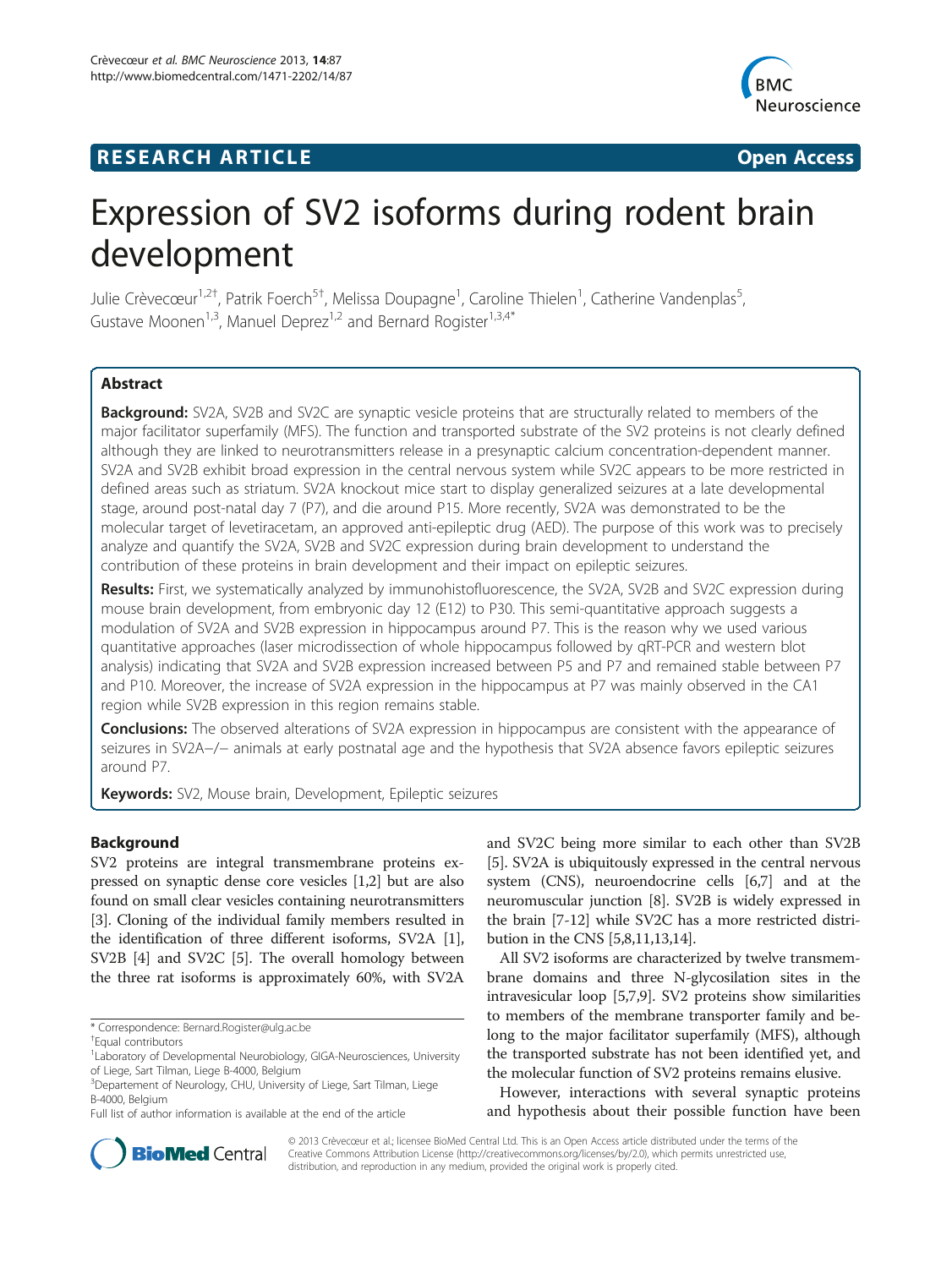# RESEARCH ARTICLE

Open Access

# Expression of SV2 isoforms during rodent brain development

Julie Crèvecœur[1,2†], Patrik Foerch[5†], Melissa Doupagne[1], Caroline Thielen[1], Catherine Vandenplas[5], Gustave Moonen[1,3], Manuel Deprez[1,2] and Bernard Rogister[1,3,4*]

## Abstract

**Background:** SV2A, SV2B and SV2C are synaptic vesicle proteins that are structurally related to members of the major facilitator superfamily (MFS). The function and transported substrate of the SV2 proteins is not clearly defined although they are linked to neurotransmitters release in a presynaptic calcium concentration-dependent manner. SV2A and SV2B exhibit broad expression in the central nervous system while SV2C appears to be more restricted in defined areas such as striatum. SV2A knockout mice start to display generalized seizures at a late developmental stage, around post-natal day 7 (P7), and die around P15. More recently, SV2A was demonstrated to be the molecular target of levetiracetam, an approved anti-epileptic drug (AED). The purpose of this work was to precisely analyze and quantify the SV2A, SV2B and SV2C expression during brain development to understand the contribution of these proteins in brain development and their impact on epileptic seizures.

**Results:** First, we systematically analyzed by immunohistofluorescence, the SV2A, SV2B and SV2C expression during mouse brain development, from embryonic day 12 (E12) to P30. This semi-quantitative approach suggests a modulation of SV2A and SV2B expression in hippocampus around P7. This is the reason why we used various quantitative approaches (laser microdissection of whole hippocampus followed by qRT-PCR and western blot analysis) indicating that SV2A and SV2B expression increased between P5 and P7 and remained stable between P7 and P10. Moreover, the increase of SV2A expression in the hippocampus at P7 was mainly observed in the CA1 region while SV2B expression in this region remains stable.

**Conclusions:** The observed alterations of SV2A expression in hippocampus are consistent with the appearance of seizures in SV2A−/− animals at early postnatal age and the hypothesis that SV2A absence favors epileptic seizures around P7.

**Keywords:** SV2, Mouse brain, Development, Epileptic seizures

## Background

SV2 proteins are integral transmembrane proteins expressed on synaptic dense core vesicles [1,2] but are also found on small clear vesicles containing neurotransmitters [3]. Cloning of the individual family members resulted in the identification of three different isoforms, SV2A [1], SV2B [4] and SV2C [5]. The overall homology between the three rat isoforms is approximately 60%, with SV2A and SV2C being more similar to each other than SV2B [5]. SV2A is ubiquitously expressed in the central nervous system (CNS), neuroendocrine cells [6,7] and at the neuromuscular junction [8]. SV2B is widely expressed in the brain [7-12] while SV2C has a more restricted distribution in the CNS [5,8,11,13,14].

All SV2 isoforms are characterized by twelve transmembrane domains and three N-glycosilation sites in the intravesicular loop [5,7,9]. SV2 proteins show similarities to members of the membrane transporter family and belong to the major facilitator superfamily (MFS), although the transported substrate has not been identified yet, and the molecular function of SV2 proteins remains elusive.

However, interactions with several synaptic proteins and hypothesis about their possible function have been

* Correspondence: Bernard.Rogister@ulg.ac.be
†Equal contributors
[1]Laboratory of Developmental Neurobiology, GIGA-Neurosciences, University of Liege, Sart Tilman, Liege B-4000, Belgium
[3]Departement of Neurology, CHU, University of Liege, Sart Tilman, Liege B-4000, Belgium
Full list of author information is available at the end of the article

© 2013 Crèvecœur et al.; licensee BioMed Central Ltd. This is an Open Access article distributed under the terms of the Creative Commons Attribution License (http://creativecommons.org/licenses/by/2.0), which permits unrestricted use, distribution, and reproduction in any medium, provided the original work is properly cited.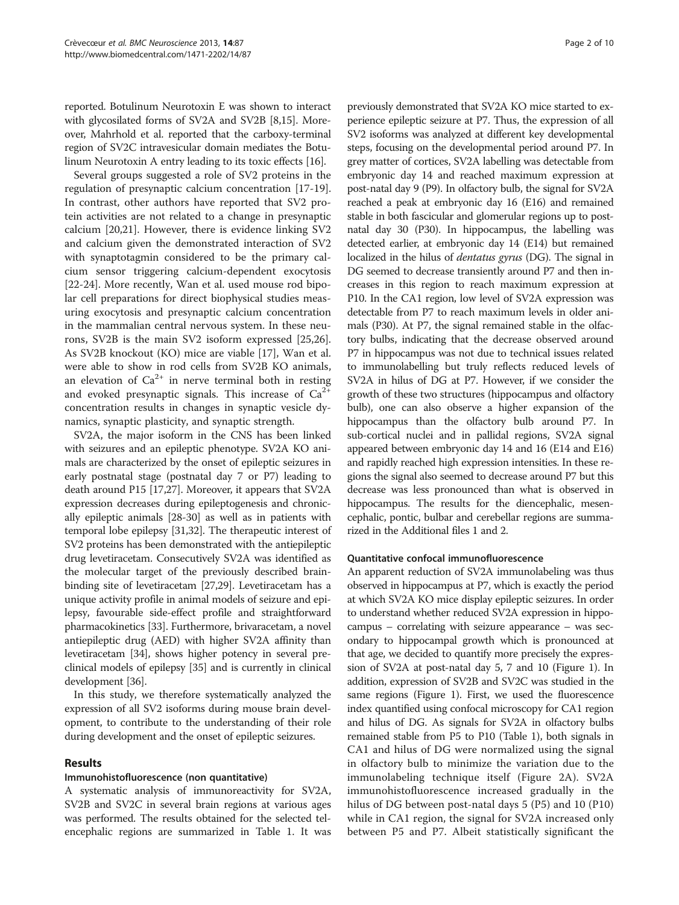reported. Botulinum Neurotoxin E was shown to interact with glycosilated forms of SV2A and SV2B [8,15]. Moreover, Mahrhold et al. reported that the carboxy-terminal region of SV2C intravesicular domain mediates the Botulinum Neurotoxin A entry leading to its toxic effects [16].

Several groups suggested a role of SV2 proteins in the regulation of presynaptic calcium concentration [17-19]. In contrast, other authors have reported that SV2 protein activities are not related to a change in presynaptic calcium [20,21]. However, there is evidence linking SV2 and calcium given the demonstrated interaction of SV2 with synaptotagmin considered to be the primary calcium sensor triggering calcium-dependent exocytosis [22-24]. More recently, Wan et al. used mouse rod bipolar cell preparations for direct biophysical studies measuring exocytosis and presynaptic calcium concentration in the mammalian central nervous system. In these neurons, SV2B is the main SV2 isoform expressed [25,26]. As SV2B knockout (KO) mice are viable [17], Wan et al. were able to show in rod cells from SV2B KO animals, an elevation of $Ca^{2+}$ in nerve terminal both in resting and evoked presynaptic signals. This increase of $Ca^{2+}$ concentration results in changes in synaptic vesicle dynamics, synaptic plasticity, and synaptic strength.

SV2A, the major isoform in the CNS has been linked with seizures and an epileptic phenotype. SV2A KO animals are characterized by the onset of epileptic seizures in early postnatal stage (postnatal day 7 or P7) leading to death around P15 [17,27]. Moreover, it appears that SV2A expression decreases during epileptogenesis and chronically epileptic animals [28-30] as well as in patients with temporal lobe epilepsy [31,32]. The therapeutic interest of SV2 proteins has been demonstrated with the antiepileptic drug levetiracetam. Consecutively SV2A was identified as the molecular target of the previously described brain-binding site of levetiracetam [27,29]. Levetiracetam has a unique activity profile in animal models of seizure and epilepsy, favourable side-effect profile and straightforward pharmacokinetics [33]. Furthermore, brivaracetam, a novel antiepileptic drug (AED) with higher SV2A affinity than levetiracetam [34], shows higher potency in several preclinical models of epilepsy [35] and is currently in clinical development [36].

In this study, we therefore systematically analyzed the expression of all SV2 isoforms during mouse brain development, to contribute to the understanding of their role during development and the onset of epileptic seizures.

## Results

### Immunohistofluorescence (non quantitative)

A systematic analysis of immunoreactivity for SV2A, SV2B and SV2C in several brain regions at various ages was performed. The results obtained for the selected telencephalic regions are summarized in Table 1. It was previously demonstrated that SV2A KO mice started to experience epileptic seizure at P7. Thus, the expression of all SV2 isoforms was analyzed at different key developmental steps, focusing on the developmental period around P7. In grey matter of cortices, SV2A labelling was detectable from embryonic day 14 and reached maximum expression at post-natal day 9 (P9). In olfactory bulb, the signal for SV2A reached a peak at embryonic day 16 (E16) and remained stable in both fascicular and glomerular regions up to post-natal day 30 (P30). In hippocampus, the labelling was detected earlier, at embryonic day 14 (E14) but remained localized in the hilus of *dentatus gyrus* (DG). The signal in DG seemed to decrease transiently around P7 and then increases in this region to reach maximum expression at P10. In the CA1 region, low level of SV2A expression was detectable from P7 to reach maximum levels in older animals (P30). At P7, the signal remained stable in the olfactory bulbs, indicating that the decrease observed around P7 in hippocampus was not due to technical issues related to immunolabelling but truly reflects reduced levels of SV2A in hilus of DG at P7. However, if we consider the growth of these two structures (hippocampus and olfactory bulb), one can also observe a higher expansion of the hippocampus than the olfactory bulb around P7. In sub-cortical nuclei and in pallidal regions, SV2A signal appeared between embryonic day 14 and 16 (E14 and E16) and rapidly reached high expression intensities. In these regions the signal also seemed to decrease around P7 but this decrease was less pronounced than what is observed in hippocampus. The results for the diencephalic, mesencephalic, pontic, bulbar and cerebellar regions are summarized in the Additional files 1 and 2.

### Quantitative confocal immunofluorescence

An apparent reduction of SV2A immunolabeling was thus observed in hippocampus at P7, which is exactly the period at which SV2A KO mice display epileptic seizures. In order to understand whether reduced SV2A expression in hippocampus – correlating with seizure appearance – was secondary to hippocampal growth which is pronounced at that age, we decided to quantify more precisely the expression of SV2A at post-natal day 5, 7 and 10 (Figure 1). In addition, expression of SV2B and SV2C was studied in the same regions (Figure 1). First, we used the fluorescence index quantified using confocal microscopy for CA1 region and hilus of DG. As signals for SV2A in olfactory bulbs remained stable from P5 to P10 (Table 1), both signals in CA1 and hilus of DG were normalized using the signal in olfactory bulb to minimize the variation due to the immunolabeling technique itself (Figure 2A). SV2A immunohistofluorescence increased gradually in the hilus of DG between post-natal days 5 (P5) and 10 (P10) while in CA1 region, the signal for SV2A increased only between P5 and P7. Albeit statistically significant the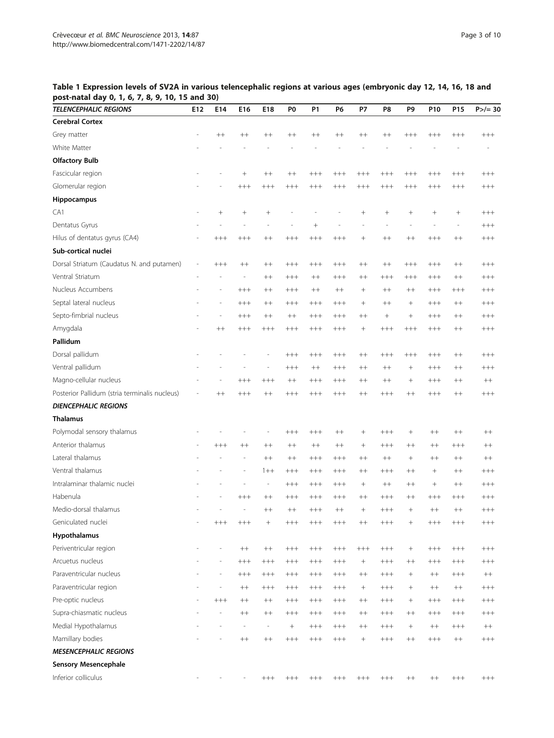**Table 1 Expression levels of SV2A in various telencephalic regions at various ages (embryonic day 12, 14, 16, 18 and post-natal day 0, 1, 6, 7, 8, 9, 10, 15 and 30)**

| *TELENCEPHALIC REGIONS* | E12 | E14 | E16 | E18 | P0 | P1 | P6 | P7 | P8 | P9 | P10 | P15 | P>/= 30 |
|---|---|---|---|---|---|---|---|---|---|---|---|---|---|
| **Cerebral Cortex** | | | | | | | | | | | | | |
| Grey matter | - | ++ | ++ | ++ | ++ | ++ | ++ | ++ | ++ | +++ | +++ | +++ | +++ |
| White Matter | - | - | - | - | - | - | - | - | - | - | - | - | - |
| **Olfactory Bulb** | | | | | | | | | | | | | |
| Fascicular region | - | - | + | ++ | ++ | +++ | +++ | +++ | +++ | +++ | +++ | +++ | +++ |
| Glomerular region | - | - | +++ | +++ | +++ | +++ | +++ | +++ | +++ | +++ | +++ | +++ | +++ |
| **Hippocampus** | | | | | | | | | | | | | |
| CA1 | - | + | + | + | - | - | - | + | + | + | + | + | +++ |
| Dentatus Gyrus | - | - | - | - | - | + | - | - | - | - | - | - | +++ |
| Hilus of dentatus gyrus (CA4) | - | +++ | +++ | ++ | +++ | +++ | +++ | + | ++ | ++ | +++ | ++ | +++ |
| **Sub-cortical nuclei** | | | | | | | | | | | | | |
| Dorsal Striatum (Caudatus N. and putamen) | - | +++ | ++ | ++ | +++ | +++ | +++ | ++ | ++ | +++ | +++ | ++ | +++ |
| Ventral Striatum | - | - | - | ++ | +++ | ++ | +++ | ++ | +++ | +++ | +++ | ++ | +++ |
| Nucleus Accumbens | - | - | +++ | ++ | +++ | ++ | ++ | + | ++ | ++ | +++ | +++ | +++ |
| Septal lateral nucleus | - | - | +++ | ++ | +++ | +++ | +++ | + | ++ | + | +++ | ++ | +++ |
| Septo-fimbrial nucleus | - | - | +++ | ++ | ++ | +++ | +++ | ++ | + | + | +++ | ++ | +++ |
| Amygdala | - | ++ | +++ | +++ | +++ | +++ | +++ | + | +++ | +++ | +++ | ++ | +++ |
| **Pallidum** | | | | | | | | | | | | | |
| Dorsal pallidum | - | - | - | - | +++ | +++ | +++ | ++ | +++ | +++ | +++ | ++ | +++ |
| Ventral pallidum | - | - | - | - | +++ | ++ | +++ | ++ | ++ | + | +++ | ++ | +++ |
| Magno-cellular nucleus | - | - | +++ | +++ | ++ | +++ | +++ | ++ | ++ | + | +++ | ++ | ++ |
| Posterior Pallidum (stria terminalis nucleus) | - | ++ | +++ | ++ | +++ | +++ | +++ | ++ | +++ | ++ | +++ | ++ | +++ |
| ***DIENCEPHALIC REGIONS*** | | | | | | | | | | | | | |
| **Thalamus** | | | | | | | | | | | | | |
| Polymodal sensory thalamus | - | - | - | - | +++ | +++ | ++ | + | +++ | + | ++ | ++ | ++ |
| Anterior thalamus | - | +++ | ++ | ++ | ++ | ++ | ++ | + | +++ | ++ | ++ | +++ | ++ |
| Lateral thalamus | - | - | - | ++ | ++ | +++ | +++ | ++ | ++ | + | ++ | ++ | ++ |
| Ventral thalamus | - | - | - | 1++ | +++ | +++ | +++ | ++ | +++ | ++ | + | ++ | +++ |
| Intralaminar thalamic nuclei | - | - | - | - | +++ | +++ | +++ | + | ++ | ++ | + | ++ | +++ |
| Habenula | - | - | +++ | ++ | +++ | +++ | +++ | ++ | +++ | ++ | +++ | +++ | +++ |
| Medio-dorsal thalamus | - | - | - | ++ | ++ | +++ | ++ | + | +++ | + | ++ | ++ | +++ |
| Geniculated nuclei | - | +++ | +++ | + | +++ | +++ | +++ | ++ | +++ | + | +++ | +++ | +++ |
| **Hypothalamus** | | | | | | | | | | | | | |
| Periventricular region | - | - | ++ | ++ | +++ | +++ | +++ | +++ | +++ | + | +++ | +++ | +++ |
| Arcuetus nucleus | - | - | +++ | +++ | +++ | +++ | +++ | + | +++ | ++ | +++ | +++ | +++ |
| Paraventricular nucleus | - | - | +++ | +++ | +++ | +++ | +++ | ++ | +++ | + | ++ | +++ | ++ |
| Paraventricular region | - | - | ++ | +++ | +++ | +++ | +++ | + | +++ | + | ++ | ++ | +++ |
| Pre-optic nucleus | - | +++ | ++ | ++ | +++ | +++ | +++ | ++ | +++ | + | +++ | +++ | +++ |
| Supra-chiasmatic nucleus | - | - | ++ | ++ | +++ | +++ | +++ | ++ | +++ | ++ | +++ | +++ | +++ |
| Medial Hypothalamus | - | - | - | - | + | +++ | +++ | ++ | +++ | + | ++ | +++ | ++ |
| Mamillary bodies | - | - | ++ | ++ | +++ | +++ | +++ | + | +++ | ++ | +++ | ++ | +++ |
| ***MESENCEPHALIC REGIONS*** | | | | | | | | | | | | | |
| **Sensory Mesencephale** | | | | | | | | | | | | | |
| Inferior colliculus | - | - | - | +++ | +++ | +++ | +++ | +++ | +++ | ++ | ++ | +++ | +++ |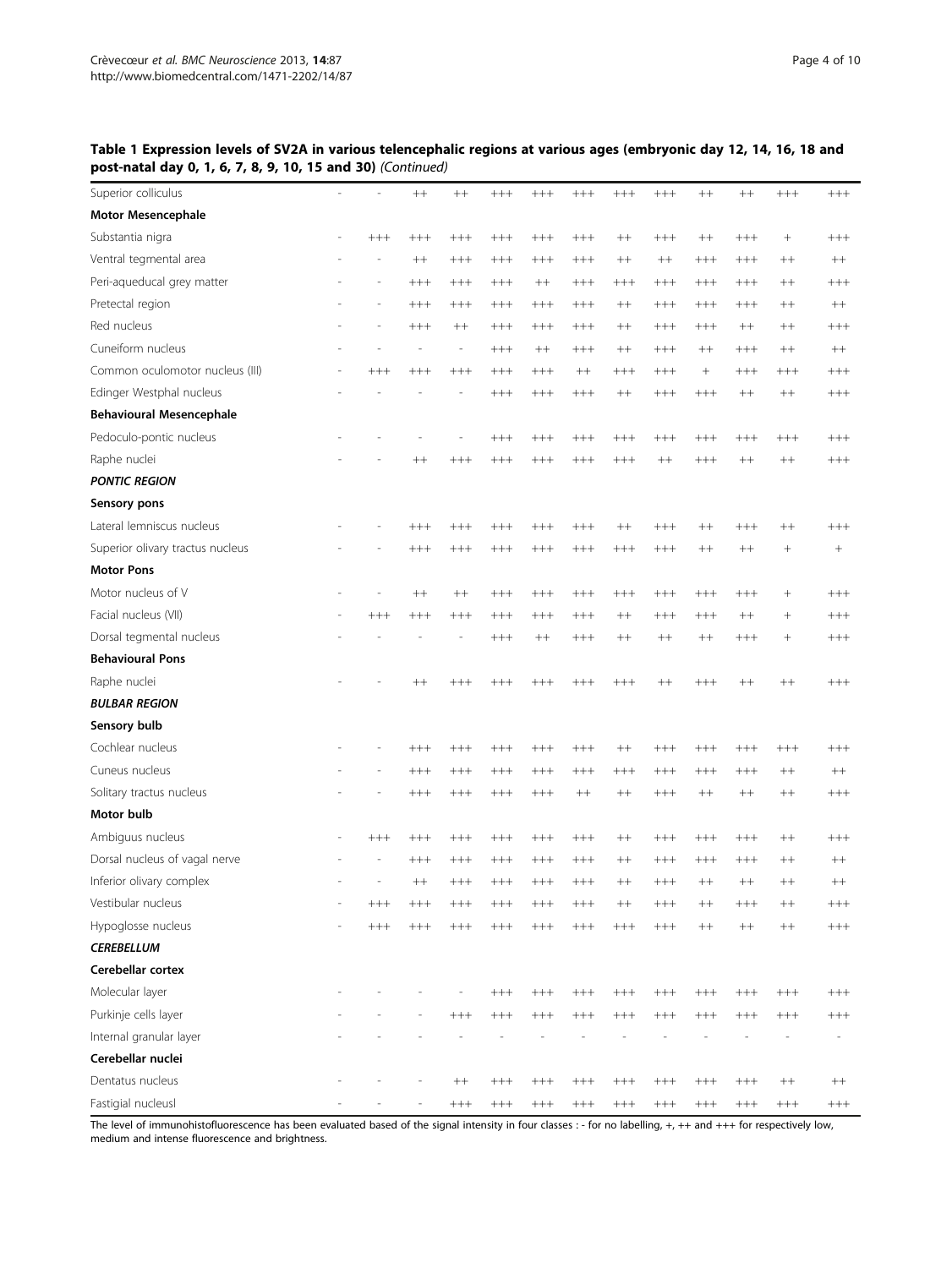**Table 1 Expression levels of SV2A in various telencephalic regions at various ages (embryonic day 12, 14, 16, 18 and post-natal day 0, 1, 6, 7, 8, 9, 10, 15 and 30)** *(Continued)*

| | | | | | | | | | | | | | |
|---|---|---|---|---|---|---|---|---|---|---|---|---|---|
| Superior colliculus | - | - | ++ | ++ | +++ | +++ | +++ | +++ | +++ | ++ | ++ | +++ | +++ |
| **Motor Mesencephale** | | | | | | | | | | | | | |
| Substantia nigra | - | +++ | +++ | +++ | +++ | +++ | +++ | ++ | +++ | ++ | +++ | + | +++ |
| Ventral tegmental area | - | - | ++ | +++ | +++ | +++ | +++ | ++ | ++ | +++ | +++ | ++ | ++ |
| Peri-aqueducal grey matter | - | - | +++ | +++ | +++ | ++ | +++ | +++ | +++ | +++ | +++ | ++ | +++ |
| Pretectal region | - | - | +++ | +++ | +++ | +++ | +++ | ++ | +++ | +++ | +++ | ++ | ++ |
| Red nucleus | - | - | +++ | ++ | +++ | +++ | +++ | ++ | +++ | +++ | ++ | ++ | +++ |
| Cuneiform nucleus | - | - | - | - | +++ | ++ | +++ | ++ | +++ | ++ | +++ | ++ | ++ |
| Common oculomotor nucleus (III) | - | +++ | +++ | +++ | +++ | +++ | ++ | +++ | +++ | + | +++ | +++ | +++ |
| Edinger Westphal nucleus | - | - | - | - | +++ | +++ | +++ | ++ | +++ | +++ | ++ | ++ | +++ |
| **Behavioural Mesencephale** | | | | | | | | | | | | | |
| Pedoculo-pontic nucleus | - | - | - | - | +++ | +++ | +++ | +++ | +++ | +++ | +++ | +++ | +++ |
| Raphe nuclei | - | - | ++ | +++ | +++ | +++ | +++ | +++ | ++ | +++ | ++ | ++ | +++ |
| ***PONTIC REGION*** | | | | | | | | | | | | | |
| **Sensory pons** | | | | | | | | | | | | | |
| Lateral lemniscus nucleus | - | - | +++ | +++ | +++ | +++ | +++ | ++ | +++ | ++ | +++ | ++ | +++ |
| Superior olivary tractus nucleus | - | - | +++ | +++ | +++ | +++ | +++ | +++ | +++ | ++ | ++ | + | + |
| **Motor Pons** | | | | | | | | | | | | | |
| Motor nucleus of V | - | - | ++ | ++ | +++ | +++ | +++ | +++ | +++ | +++ | +++ | + | +++ |
| Facial nucleus (VII) | - | +++ | +++ | +++ | +++ | +++ | +++ | ++ | +++ | +++ | ++ | + | +++ |
| Dorsal tegmental nucleus | - | - | - | - | +++ | ++ | +++ | ++ | ++ | ++ | +++ | + | +++ |
| **Behavioural Pons** | | | | | | | | | | | | | |
| Raphe nuclei | - | - | ++ | +++ | +++ | +++ | +++ | +++ | ++ | +++ | ++ | ++ | +++ |
| ***BULBAR REGION*** | | | | | | | | | | | | | |
| **Sensory bulb** | | | | | | | | | | | | | |
| Cochlear nucleus | - | - | +++ | +++ | +++ | +++ | +++ | ++ | +++ | +++ | +++ | +++ | +++ |
| Cuneus nucleus | - | - | +++ | +++ | +++ | +++ | +++ | +++ | +++ | +++ | +++ | ++ | ++ |
| Solitary tractus nucleus | - | - | +++ | +++ | +++ | +++ | ++ | ++ | +++ | ++ | ++ | ++ | +++ |
| **Motor bulb** | | | | | | | | | | | | | |
| Ambiguus nucleus | - | +++ | +++ | +++ | +++ | +++ | +++ | ++ | +++ | +++ | +++ | ++ | +++ |
| Dorsal nucleus of vagal nerve | - | - | +++ | +++ | +++ | +++ | +++ | ++ | +++ | +++ | +++ | ++ | ++ |
| Inferior olivary complex | - | - | ++ | +++ | +++ | +++ | +++ | ++ | +++ | ++ | ++ | ++ | ++ |
| Vestibular nucleus | - | +++ | +++ | +++ | +++ | +++ | +++ | ++ | +++ | ++ | +++ | ++ | +++ |
| Hypoglosse nucleus | - | +++ | +++ | +++ | +++ | +++ | +++ | +++ | +++ | ++ | ++ | ++ | +++ |
| ***CEREBELLUM*** | | | | | | | | | | | | | |
| **Cerebellar cortex** | | | | | | | | | | | | | |
| Molecular layer | - | - | - | - | +++ | +++ | +++ | +++ | +++ | +++ | +++ | +++ | +++ |
| Purkinje cells layer | - | - | - | +++ | +++ | +++ | +++ | +++ | +++ | +++ | +++ | +++ | +++ |
| Internal granular layer | - | - | - | - | - | - | - | - | - | - | - | - | - |
| **Cerebellar nuclei** | | | | | | | | | | | | | |
| Dentatus nucleus | - | - | - | ++ | +++ | +++ | +++ | +++ | +++ | +++ | +++ | ++ | ++ |
| Fastigial nucleusl | - | - | - | +++ | +++ | +++ | +++ | +++ | +++ | +++ | +++ | +++ | +++ |

The level of immunohistofluorescence has been evaluated based of the signal intensity in four classes : - for no labelling, +, ++ and +++ for respectively low, medium and intense fluorescence and brightness.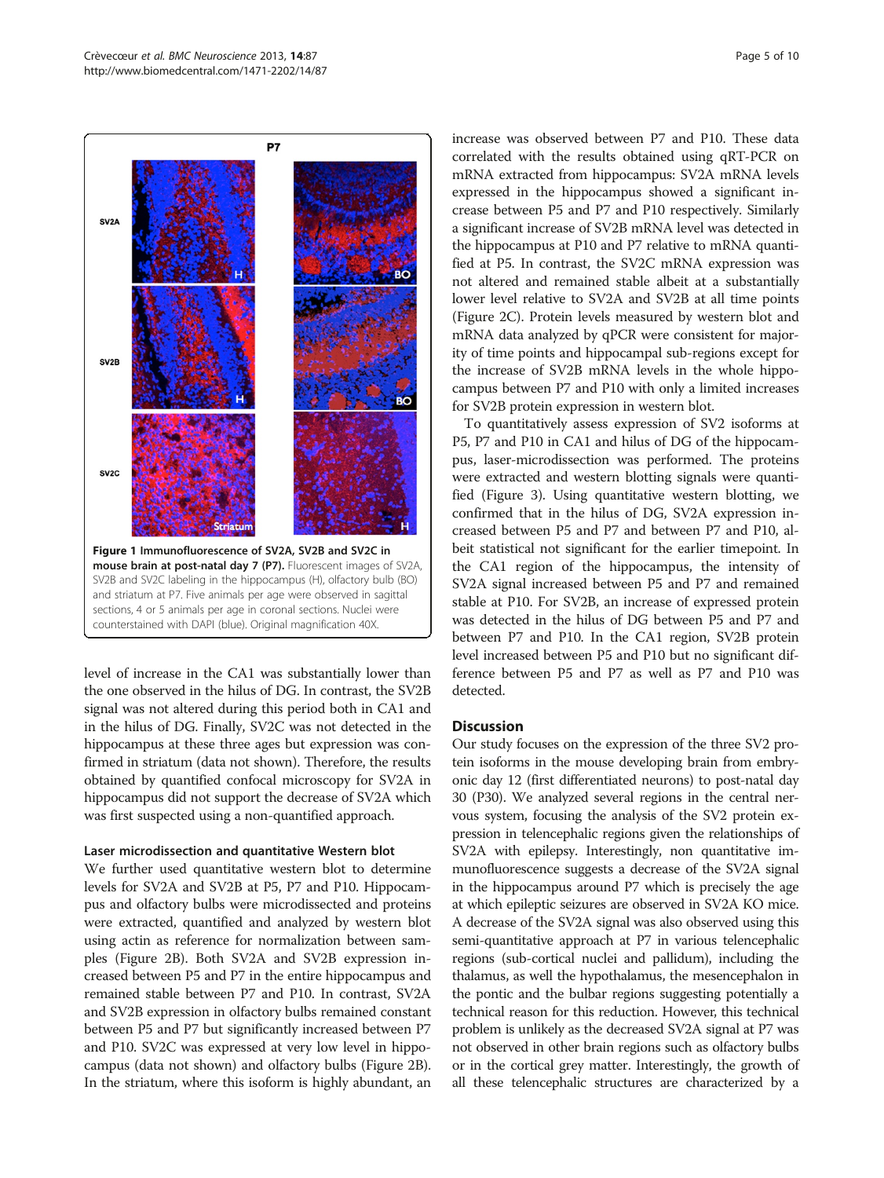**Figure 1 Immunofluorescence of SV2A, SV2B and SV2C in mouse brain at post-natal day 7 (P7).** Fluorescent images of SV2A, SV2B and SV2C labeling in the hippocampus (H), olfactory bulb (BO) and striatum at P7. Five animals per age were observed in sagittal sections, 4 or 5 animals per age in coronal sections. Nuclei were counterstained with DAPI (blue). Original magnification 40X.

level of increase in the CA1 was substantially lower than the one observed in the hilus of DG. In contrast, the SV2B signal was not altered during this period both in CA1 and in the hilus of DG. Finally, SV2C was not detected in the hippocampus at these three ages but expression was confirmed in striatum (data not shown). Therefore, the results obtained by quantified confocal microscopy for SV2A in hippocampus did not support the decrease of SV2A which was first suspected using a non-quantified approach.

#### Laser microdissection and quantitative Western blot

We further used quantitative western blot to determine levels for SV2A and SV2B at P5, P7 and P10. Hippocampus and olfactory bulbs were microdissected and proteins were extracted, quantified and analyzed by western blot using actin as reference for normalization between samples (Figure 2B). Both SV2A and SV2B expression increased between P5 and P7 in the entire hippocampus and remained stable between P7 and P10. In contrast, SV2A and SV2B expression in olfactory bulbs remained constant between P5 and P7 but significantly increased between P7 and P10. SV2C was expressed at very low level in hippocampus (data not shown) and olfactory bulbs (Figure 2B). In the striatum, where this isoform is highly abundant, an increase was observed between P7 and P10. These data correlated with the results obtained using qRT-PCR on mRNA extracted from hippocampus: SV2A mRNA levels expressed in the hippocampus showed a significant increase between P5 and P7 and P10 respectively. Similarly a significant increase of SV2B mRNA level was detected in the hippocampus at P10 and P7 relative to mRNA quantified at P5. In contrast, the SV2C mRNA expression was not altered and remained stable albeit at a substantially lower level relative to SV2A and SV2B at all time points (Figure 2C). Protein levels measured by western blot and mRNA data analyzed by qPCR were consistent for majority of time points and hippocampal sub-regions except for the increase of SV2B mRNA levels in the whole hippocampus between P7 and P10 with only a limited increases for SV2B protein expression in western blot.

To quantitatively assess expression of SV2 isoforms at P5, P7 and P10 in CA1 and hilus of DG of the hippocampus, laser-microdissection was performed. The proteins were extracted and western blotting signals were quantified (Figure 3). Using quantitative western blotting, we confirmed that in the hilus of DG, SV2A expression increased between P5 and P7 and between P7 and P10, albeit statistical not significant for the earlier timepoint. In the CA1 region of the hippocampus, the intensity of SV2A signal increased between P5 and P7 and remained stable at P10. For SV2B, an increase of expressed protein was detected in the hilus of DG between P5 and P7 and between P7 and P10. In the CA1 region, SV2B protein level increased between P5 and P10 but no significant difference between P5 and P7 as well as P7 and P10 was detected.

## Discussion

Our study focuses on the expression of the three SV2 protein isoforms in the mouse developing brain from embryonic day 12 (first differentiated neurons) to post-natal day 30 (P30). We analyzed several regions in the central nervous system, focusing the analysis of the SV2 protein expression in telencephalic regions given the relationships of SV2A with epilepsy. Interestingly, non quantitative immunofluorescence suggests a decrease of the SV2A signal in the hippocampus around P7 which is precisely the age at which epileptic seizures are observed in SV2A KO mice. A decrease of the SV2A signal was also observed using this semi-quantitative approach at P7 in various telencephalic regions (sub-cortical nuclei and pallidum), including the thalamus, as well the hypothalamus, the mesencephalon in the pontic and the bulbar regions suggesting potentially a technical reason for this reduction. However, this technical problem is unlikely as the decreased SV2A signal at P7 was not observed in other brain regions such as olfactory bulbs or in the cortical grey matter. Interestingly, the growth of all these telencephalic structures are characterized by a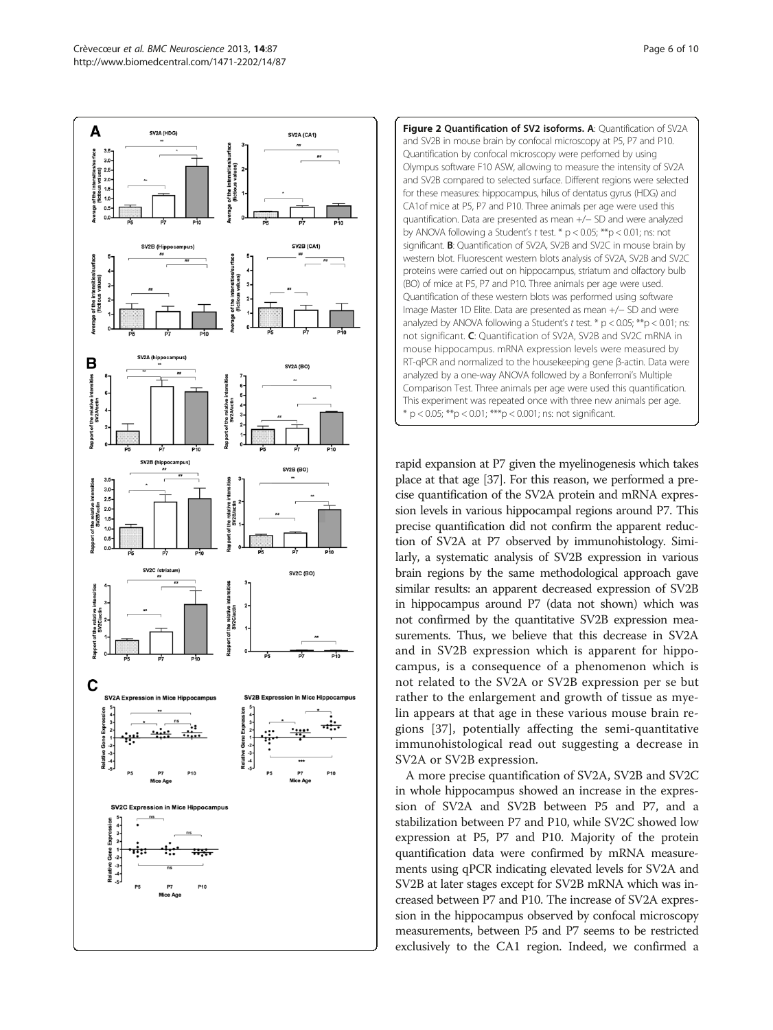**Figure 2 Quantification of SV2 isoforms. A**: Quantification of SV2A and SV2B in mouse brain by confocal microscopy at P5, P7 and P10. Quantification by confocal microscopy were perfomed by using Olympus software F10 ASW, allowing to measure the intensity of SV2A and SV2B compared to selected surface. Different regions were selected for these measures: hippocampus, hilus of dentatus gyrus (HDG) and CA1of mice at P5, P7 and P10. Three animals per age were used this quantification. Data are presented as mean +/− SD and were analyzed by ANOVA following a Student's *t* test. * p < 0.05; **p < 0.01; ns: not significant. **B**: Quantification of SV2A, SV2B and SV2C in mouse brain by western blot. Fluorescent western blots analysis of SV2A, SV2B and SV2C proteins were carried out on hippocampus, striatum and olfactory bulb (BO) of mice at P5, P7 and P10. Three animals per age were used. Quantification of these western blots was performed using software Image Master 1D Elite. Data are presented as mean +/− SD and were analyzed by ANOVA following a Student's *t* test. * p < 0.05; **p < 0.01; ns: not significant. **C**: Quantification of SV2A, SV2B and SV2C mRNA in mouse hippocampus. mRNA expression levels were measured by RT-qPCR and normalized to the housekeeping gene β-actin. Data were analyzed by a one-way ANOVA followed by a Bonferroni's Multiple Comparison Test. Three animals per age were used this quantification. This experiment was repeated once with three new animals per age. * p < 0.05; **p < 0.01; ***p < 0.001; ns: not significant.

rapid expansion at P7 given the myelinogenesis which takes place at that age [37]. For this reason, we performed a precise quantification of the SV2A protein and mRNA expression levels in various hippocampal regions around P7. This precise quantification did not confirm the apparent reduction of SV2A at P7 observed by immunohistology. Similarly, a systematic analysis of SV2B expression in various brain regions by the same methodological approach gave similar results: an apparent decreased expression of SV2B in hippocampus around P7 (data not shown) which was not confirmed by the quantitative SV2B expression measurements. Thus, we believe that this decrease in SV2A and in SV2B expression which is apparent for hippocampus, is a consequence of a phenomenon which is not related to the SV2A or SV2B expression per se but rather to the enlargement and growth of tissue as myelin appears at that age in these various mouse brain regions [37], potentially affecting the semi-quantitative immunohistological read out suggesting a decrease in SV2A or SV2B expression.

A more precise quantification of SV2A, SV2B and SV2C in whole hippocampus showed an increase in the expression of SV2A and SV2B between P5 and P7, and a stabilization between P7 and P10, while SV2C showed low expression at P5, P7 and P10. Majority of the protein quantification data were confirmed by mRNA measurements using qPCR indicating elevated levels for SV2A and SV2B at later stages except for SV2B mRNA which was increased between P7 and P10. The increase of SV2A expression in the hippocampus observed by confocal microscopy measurements, between P5 and P7 seems to be restricted exclusively to the CA1 region. Indeed, we confirmed a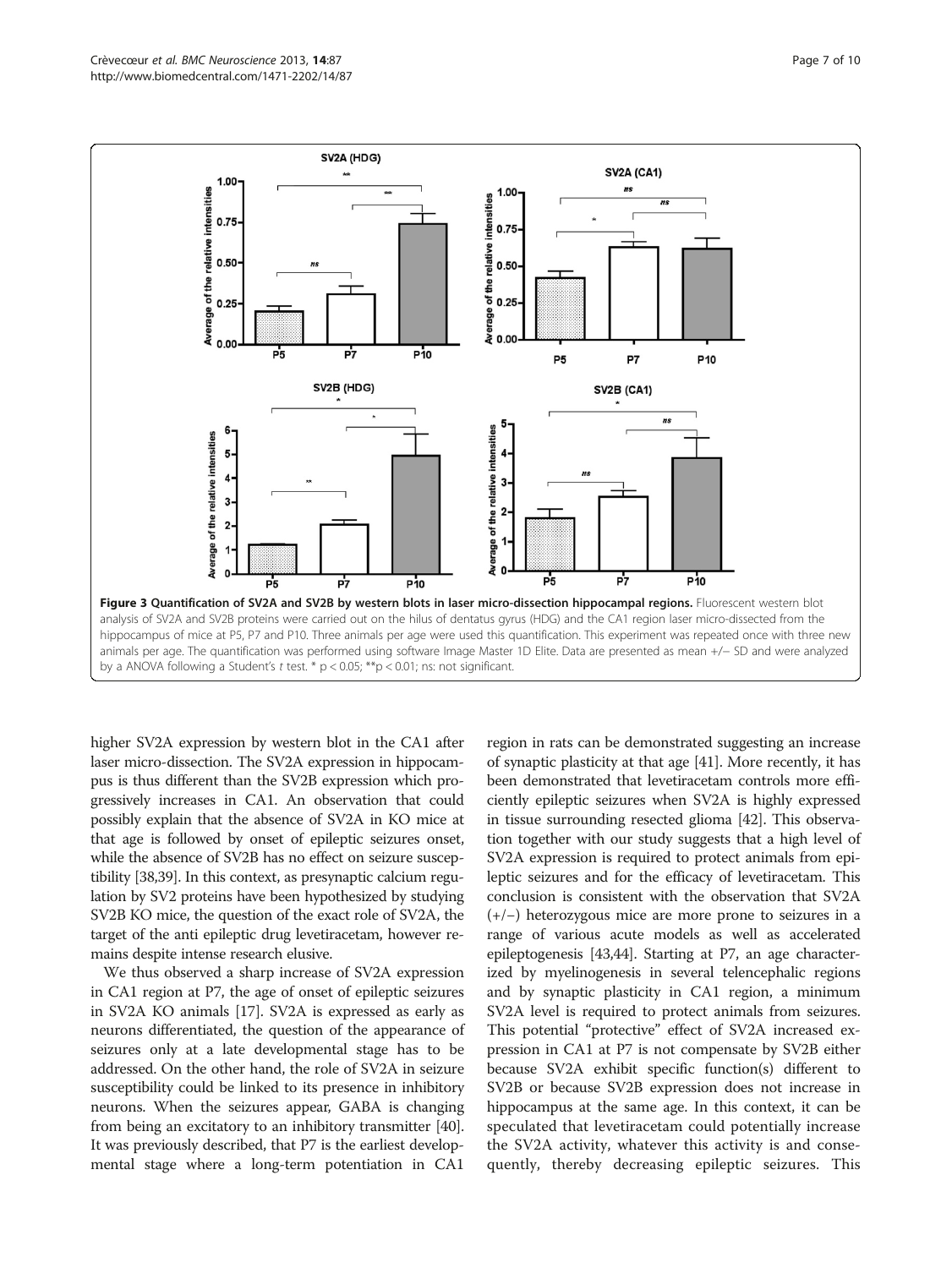**Figure 3 Quantification of SV2A and SV2B by western blots in laser micro-dissection hippocampal regions.** Fluorescent western blot analysis of SV2A and SV2B proteins were carried out on the hilus of dentatus gyrus (HDG) and the CA1 region laser micro-dissected from the hippocampus of mice at P5, P7 and P10. Three animals per age were used this quantification. This experiment was repeated once with three new animals per age. The quantification was performed using software Image Master 1D Elite. Data are presented as mean +/− SD and were analyzed by a ANOVA following a Student's *t* test. * $p < 0.05$; ** $p < 0.01$; ns: not significant.

higher SV2A expression by western blot in the CA1 after laser micro-dissection. The SV2A expression in hippocampus is thus different than the SV2B expression which progressively increases in CA1. An observation that could possibly explain that the absence of SV2A in KO mice at that age is followed by onset of epileptic seizures onset, while the absence of SV2B has no effect on seizure susceptibility [38,39]. In this context, as presynaptic calcium regulation by SV2 proteins have been hypothesized by studying SV2B KO mice, the question of the exact role of SV2A, the target of the anti epileptic drug levetiracetam, however remains despite intense research elusive.

We thus observed a sharp increase of SV2A expression in CA1 region at P7, the age of onset of epileptic seizures in SV2A KO animals [17]. SV2A is expressed as early as neurons differentiated, the question of the appearance of seizures only at a late developmental stage has to be addressed. On the other hand, the role of SV2A in seizure susceptibility could be linked to its presence in inhibitory neurons. When the seizures appear, GABA is changing from being an excitatory to an inhibitory transmitter [40]. It was previously described, that P7 is the earliest developmental stage where a long-term potentiation in CA1 region in rats can be demonstrated suggesting an increase of synaptic plasticity at that age [41]. More recently, it has been demonstrated that levetiracetam controls more efficiently epileptic seizures when SV2A is highly expressed in tissue surrounding resected glioma [42]. This observation together with our study suggests that a high level of SV2A expression is required to protect animals from epileptic seizures and for the efficacy of levetiracetam. This conclusion is consistent with the observation that SV2A (+/−) heterozygous mice are more prone to seizures in a range of various acute models as well as accelerated epileptogenesis [43,44]. Starting at P7, an age characterized by myelinogenesis in several telencephalic regions and by synaptic plasticity in CA1 region, a minimum SV2A level is required to protect animals from seizures. This potential "protective" effect of SV2A increased expression in CA1 at P7 is not compensate by SV2B either because SV2A exhibit specific function(s) different to SV2B or because SV2B expression does not increase in hippocampus at the same age. In this context, it can be speculated that levetiracetam could potentially increase the SV2A activity, whatever this activity is and consequently, thereby decreasing epileptic seizures. This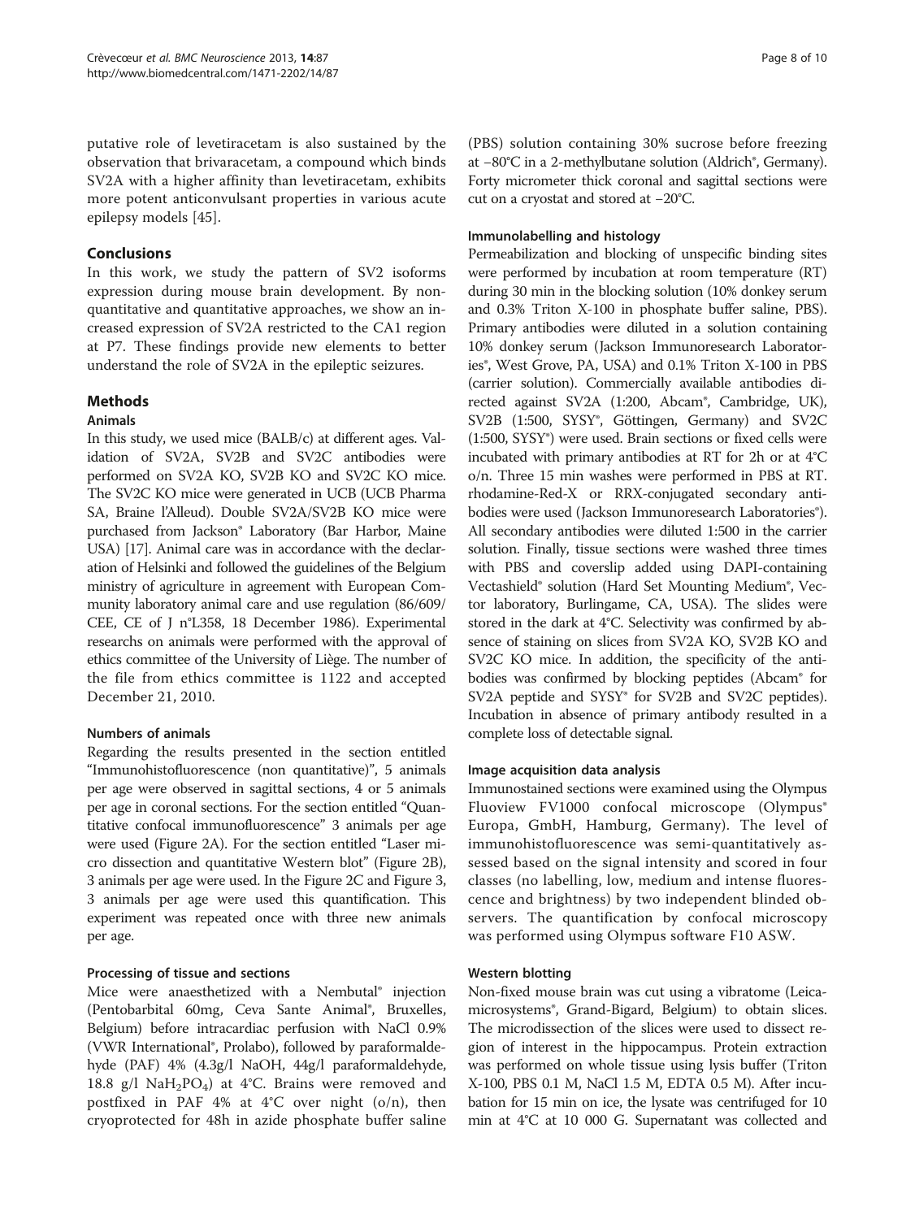putative role of levetiracetam is also sustained by the observation that brivaracetam, a compound which binds SV2A with a higher affinity than levetiracetam, exhibits more potent anticonvulsant properties in various acute epilepsy models [45].

## Conclusions

In this work, we study the pattern of SV2 isoforms expression during mouse brain development. By non-quantitative and quantitative approaches, we show an increased expression of SV2A restricted to the CA1 region at P7. These findings provide new elements to better understand the role of SV2A in the epileptic seizures.

## Methods

### Animals

In this study, we used mice (BALB/c) at different ages. Validation of SV2A, SV2B and SV2C antibodies were performed on SV2A KO, SV2B KO and SV2C KO mice. The SV2C KO mice were generated in UCB (UCB Pharma SA, Braine l'Alleud). Double SV2A/SV2B KO mice were purchased from Jackson® Laboratory (Bar Harbor, Maine USA) [17]. Animal care was in accordance with the declaration of Helsinki and followed the guidelines of the Belgium ministry of agriculture in agreement with European Community laboratory animal care and use regulation (86/609/CEE, CE of J n°L358, 18 December 1986). Experimental researchs on animals were performed with the approval of ethics committee of the University of Liège. The number of the file from ethics committee is 1122 and accepted December 21, 2010.

### Numbers of animals

Regarding the results presented in the section entitled "Immunohistofluorescence (non quantitative)", 5 animals per age were observed in sagittal sections, 4 or 5 animals per age in coronal sections. For the section entitled "Quantitative confocal immunofluorescence" 3 animals per age were used (Figure 2A). For the section entitled "Laser micro dissection and quantitative Western blot" (Figure 2B), 3 animals per age were used. In the Figure 2C and Figure 3, 3 animals per age were used this quantification. This experiment was repeated once with three new animals per age.

### Processing of tissue and sections

Mice were anaesthetized with a Nembutal® injection (Pentobarbital 60mg, Ceva Sante Animal®, Bruxelles, Belgium) before intracardiac perfusion with NaCl 0.9% (VWR International®, Prolabo), followed by paraformaldehyde (PAF) 4% (4.3g/l NaOH, 44g/l paraformaldehyde, 18.8 g/l $NaH_2PO_4$) at 4°C. Brains were removed and postfixed in PAF 4% at 4°C over night (o/n), then cryoprotected for 48h in azide phosphate buffer saline (PBS) solution containing 30% sucrose before freezing at −80°C in a 2-methylbutane solution (Aldrich®, Germany). Forty micrometer thick coronal and sagittal sections were cut on a cryostat and stored at −20°C.

### Immunolabelling and histology

Permeabilization and blocking of unspecific binding sites were performed by incubation at room temperature (RT) during 30 min in the blocking solution (10% donkey serum and 0.3% Triton X-100 in phosphate buffer saline, PBS). Primary antibodies were diluted in a solution containing 10% donkey serum (Jackson Immunoresearch Laboratories®, West Grove, PA, USA) and 0.1% Triton X-100 in PBS (carrier solution). Commercially available antibodies directed against SV2A (1:200, Abcam®, Cambridge, UK), SV2B (1:500, SYSY®, Göttingen, Germany) and SV2C (1:500, SYSY®) were used. Brain sections or fixed cells were incubated with primary antibodies at RT for 2h or at 4°C o/n. Three 15 min washes were performed in PBS at RT. rhodamine-Red-X or RRX-conjugated secondary antibodies were used (Jackson Immunoresearch Laboratories®). All secondary antibodies were diluted 1:500 in the carrier solution. Finally, tissue sections were washed three times with PBS and coverslip added using DAPI-containing Vectashield® solution (Hard Set Mounting Medium®, Vector laboratory, Burlingame, CA, USA). The slides were stored in the dark at 4°C. Selectivity was confirmed by absence of staining on slices from SV2A KO, SV2B KO and SV2C KO mice. In addition, the specificity of the antibodies was confirmed by blocking peptides (Abcam® for SV2A peptide and SYSY® for SV2B and SV2C peptides). Incubation in absence of primary antibody resulted in a complete loss of detectable signal.

### Image acquisition data analysis

Immunostained sections were examined using the Olympus Fluoview FV1000 confocal microscope (Olympus® Europa, GmbH, Hamburg, Germany). The level of immunohistofluorescence was semi-quantitatively assessed based on the signal intensity and scored in four classes (no labelling, low, medium and intense fluorescence and brightness) by two independent blinded observers. The quantification by confocal microscopy was performed using Olympus software F10 ASW.

### Western blotting

Non-fixed mouse brain was cut using a vibratome (Leica-microsystems®, Grand-Bigard, Belgium) to obtain slices. The microdissection of the slices were used to dissect region of interest in the hippocampus. Protein extraction was performed on whole tissue using lysis buffer (Triton X-100, PBS 0.1 M, NaCl 1.5 M, EDTA 0.5 M). After incubation for 15 min on ice, the lysate was centrifuged for 10 min at 4°C at 10 000 G. Supernatant was collected and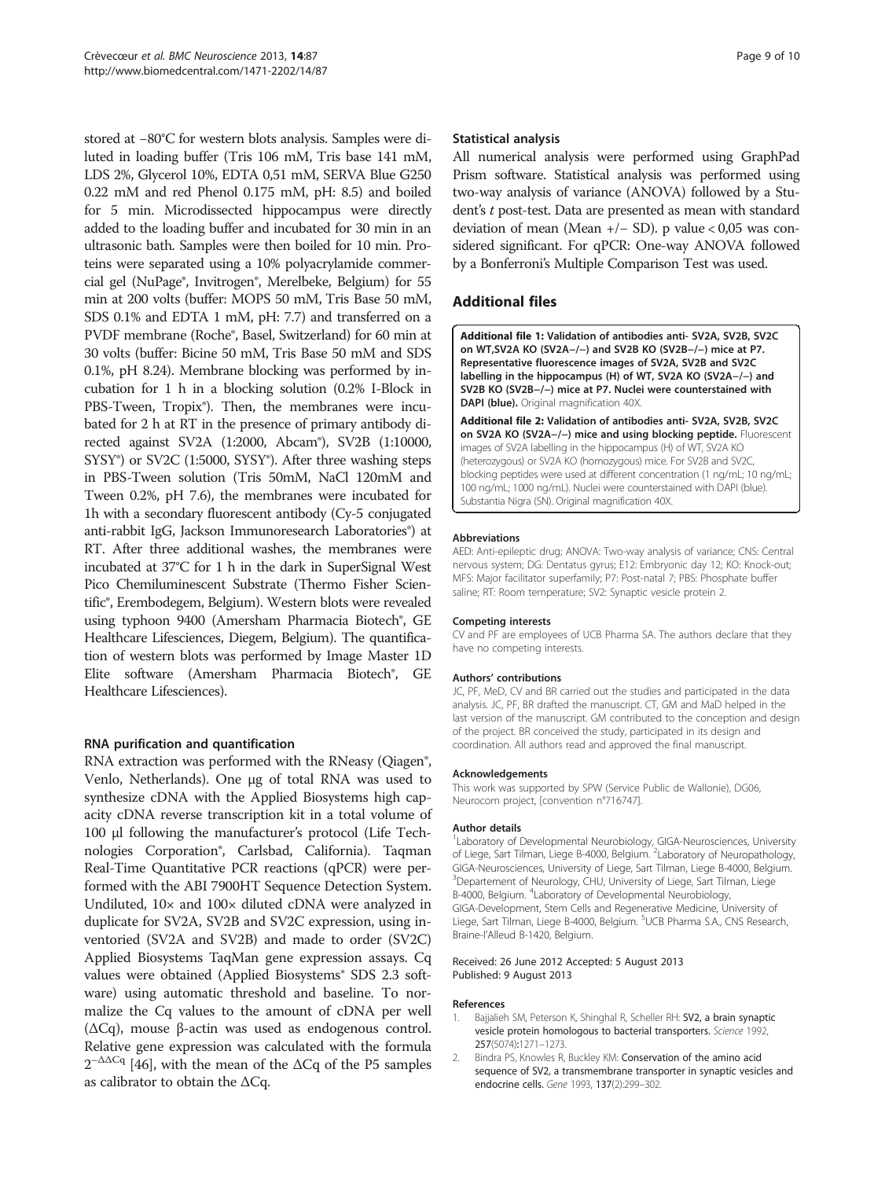stored at −80°C for western blots analysis. Samples were diluted in loading buffer (Tris 106 mM, Tris base 141 mM, LDS 2%, Glycerol 10%, EDTA 0,51 mM, SERVA Blue G250 0.22 mM and red Phenol 0.175 mM, pH: 8.5) and boiled for 5 min. Microdissected hippocampus were directly added to the loading buffer and incubated for 30 min in an ultrasonic bath. Samples were then boiled for 10 min. Proteins were separated using a 10% polyacrylamide commercial gel (NuPage®, Invitrogen®, Merelbeke, Belgium) for 55 min at 200 volts (buffer: MOPS 50 mM, Tris Base 50 mM, SDS 0.1% and EDTA 1 mM, pH: 7.7) and transferred on a PVDF membrane (Roche®, Basel, Switzerland) for 60 min at 30 volts (buffer: Bicine 50 mM, Tris Base 50 mM and SDS 0.1%, pH 8.24). Membrane blocking was performed by incubation for 1 h in a blocking solution (0.2% I-Block in PBS-Tween, Tropix®). Then, the membranes were incubated for 2 h at RT in the presence of primary antibody directed against SV2A (1:2000, Abcam®), SV2B (1:10000, SYSY®) or SV2C (1:5000, SYSY®). After three washing steps in PBS-Tween solution (Tris 50mM, NaCl 120mM and Tween 0.2%, pH 7.6), the membranes were incubated for 1h with a secondary fluorescent antibody (Cy-5 conjugated anti-rabbit IgG, Jackson Immunoresearch Laboratories®) at RT. After three additional washes, the membranes were incubated at 37°C for 1 h in the dark in SuperSignal West Pico Chemiluminescent Substrate (Thermo Fisher Scientific®, Erembodegem, Belgium). Western blots were revealed using typhoon 9400 (Amersham Pharmacia Biotech®, GE Healthcare Lifesciences, Diegem, Belgium). The quantification of western blots was performed by Image Master 1D Elite software (Amersham Pharmacia Biotech®, GE Healthcare Lifesciences).

### RNA purification and quantification

RNA extraction was performed with the RNeasy (Qiagen®, Venlo, Netherlands). One μg of total RNA was used to synthesize cDNA with the Applied Biosystems high capacity cDNA reverse transcription kit in a total volume of 100 μl following the manufacturer's protocol (Life Technologies Corporation®, Carlsbad, California). Taqman Real-Time Quantitative PCR reactions (qPCR) were performed with the ABI 7900HT Sequence Detection System. Undiluted, 10× and 100× diluted cDNA were analyzed in duplicate for SV2A, SV2B and SV2C expression, using inventoried (SV2A and SV2B) and made to order (SV2C) Applied Biosystems TaqMan gene expression assays. Cq values were obtained (Applied Biosystems® SDS 2.3 software) using automatic threshold and baseline. To normalize the Cq values to the amount of cDNA per well (ΔCq), mouse β-actin was used as endogenous control. Relative gene expression was calculated with the formula $2^{-\Delta\Delta Cq}$ [46], with the mean of the ΔCq of the P5 samples as calibrator to obtain the ΔCq.

### Statistical analysis

All numerical analysis were performed using GraphPad Prism software. Statistical analysis was performed using two-way analysis of variance (ANOVA) followed by a Student's *t* post-test. Data are presented as mean with standard deviation of mean (Mean +/− SD). p value < 0,05 was considered significant. For qPCR: One-way ANOVA followed by a Bonferroni's Multiple Comparison Test was used.

## Additional files

**Additional file 1: Validation of antibodies anti- SV2A, SV2B, SV2C on WT,SV2A KO (SV2A−/−) and SV2B KO (SV2B−/−) mice at P7. Representative fluorescence images of SV2A, SV2B and SV2C labelling in the hippocampus (H) of WT, SV2A KO (SV2A−/−) and SV2B KO (SV2B−/−) mice at P7. Nuclei were counterstained with DAPI (blue).** Original magnification 40X.

**Additional file 2: Validation of antibodies anti- SV2A, SV2B, SV2C on SV2A KO (SV2A−/−) mice and using blocking peptide.** Fluorescent images of SV2A labelling in the hippocampus (H) of WT, SV2A KO (heterozygous) or SV2A KO (homozygous) mice. For SV2B and SV2C, blocking peptides were used at different concentration (1 ng/mL; 10 ng/mL; 100 ng/mL; 1000 ng/mL). Nuclei were counterstained with DAPI (blue). Substantia Nigra (SN). Original magnification 40X.

#### Abbreviations

AED: Anti-epileptic drug; ANOVA: Two-way analysis of variance; CNS: Central nervous system; DG: Dentatus gyrus; E12: Embryonic day 12; KO: Knock-out; MFS: Major facilitator superfamily; P7: Post-natal 7; PBS: Phosphate buffer saline; RT: Room temperature; SV2: Synaptic vesicle protein 2.

#### Competing interests

CV and PF are employees of UCB Pharma SA. The authors declare that they have no competing interests.

#### Authors' contributions

JC, PF, MeD, CV and BR carried out the studies and participated in the data analysis. JC, PF, BR drafted the manuscript. CT, GM and MaD helped in the last version of the manuscript. GM contributed to the conception and design of the project. BR conceived the study, participated in its design and coordination. All authors read and approved the final manuscript.

#### Acknowledgements

This work was supported by SPW (Service Public de Wallonie), DG06, Neurocom project, [convention n°716747].

#### Author details

[1]Laboratory of Developmental Neurobiology, GIGA-Neurosciences, University of Liege, Sart Tilman, Liege B-4000, Belgium. [2]Laboratory of Neuropathology, GIGA-Neurosciences, University of Liege, Sart Tilman, Liege B-4000, Belgium. [3]Departement of Neurology, CHU, University of Liege, Sart Tilman, Liege B-4000, Belgium. [4]Laboratory of Developmental Neurobiology, GIGA-Development, Stem Cells and Regenerative Medicine, University of Liege, Sart Tilman, Liege B-4000, Belgium. [5]UCB Pharma S.A., CNS Research, Braine-l'Alleud B-1420, Belgium.

Received: 26 June 2012 Accepted: 5 August 2013
Published: 9 August 2013

#### References

1. Bajjalieh SM, Peterson K, Shinghal R, Scheller RH: **SV2, a brain synaptic vesicle protein homologous to bacterial transporters.** *Science* 1992, **257**(5074):1271–1273.
2. Bindra PS, Knowles R, Buckley KM: **Conservation of the amino acid sequence of SV2, a transmembrane transporter in synaptic vesicles and endocrine cells.** *Gene* 1993, **137**(2):299–302.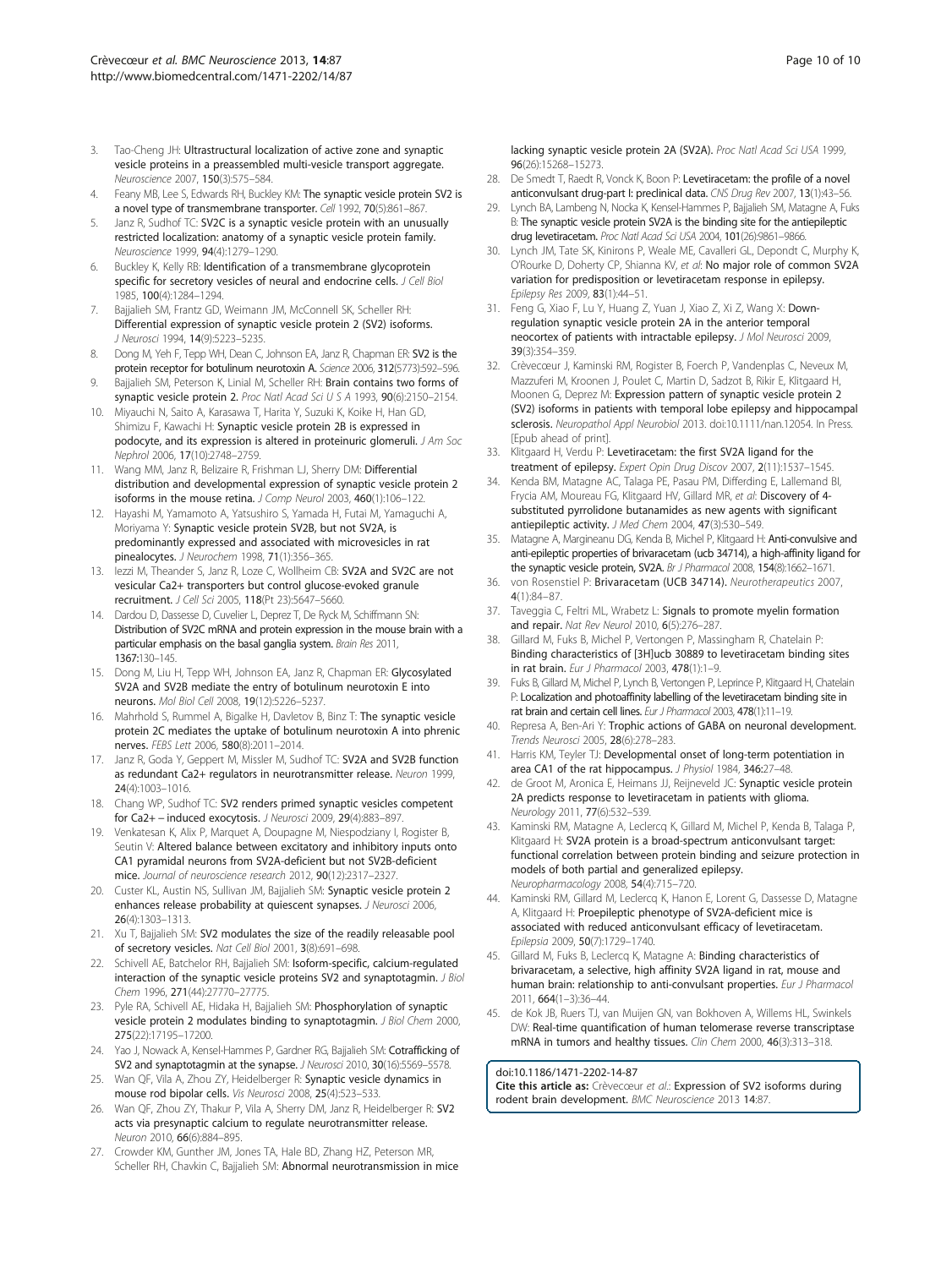3. Tao-Cheng JH: **Ultrastructural localization of active zone and synaptic vesicle proteins in a preassembled multi-vesicle transport aggregate.** *Neuroscience* 2007, **150**(3):575–584.
4. Feany MB, Lee S, Edwards RH, Buckley KM: **The synaptic vesicle protein SV2 is a novel type of transmembrane transporter.** *Cell* 1992, **70**(5):861–867.
5. Janz R, Sudhof TC: **SV2C is a synaptic vesicle protein with an unusually restricted localization: anatomy of a synaptic vesicle protein family.** *Neuroscience* 1999, **94**(4):1279–1290.
6. Buckley K, Kelly RB: **Identification of a transmembrane glycoprotein specific for secretory vesicles of neural and endocrine cells.** *J Cell Biol* 1985, **100**(4):1284–1294.
7. Bajjalieh SM, Frantz GD, Weimann JM, McConnell SK, Scheller RH: **Differential expression of synaptic vesicle protein 2 (SV2) isoforms.** *J Neurosci* 1994, **14**(9):5223–5235.
8. Dong M, Yeh F, Tepp WH, Dean C, Johnson EA, Janz R, Chapman ER: **SV2 is the protein receptor for botulinum neurotoxin A.** *Science* 2006, **312**(5773):592–596.
9. Bajjalieh SM, Peterson K, Linial M, Scheller RH: **Brain contains two forms of synaptic vesicle protein 2.** *Proc Natl Acad Sci U S A* 1993, **90**(6):2150–2154.
10. Miyauchi N, Saito A, Karasawa T, Harita Y, Suzuki K, Koike H, Han GD, Shimizu F, Kawachi H: **Synaptic vesicle protein 2B is expressed in podocyte, and its expression is altered in proteinuric glomeruli.** *J Am Soc Nephrol* 2006, **17**(10):2748–2759.
11. Wang MM, Janz R, Belizaire R, Frishman LJ, Sherry DM: **Differential distribution and developmental expression of synaptic vesicle protein 2 isoforms in the mouse retina.** *J Comp Neurol* 2003, **460**(1):106–122.
12. Hayashi M, Yamamoto A, Yatsushiro S, Yamada H, Futai M, Yamaguchi A, Moriyama Y: **Synaptic vesicle protein SV2B, but not SV2A, is predominantly expressed and associated with microvesicles in rat pinealocytes.** *J Neurochem* 1998, **71**(1):356–365.
13. Iezzi M, Theander S, Janz R, Loze C, Wollheim CB: **SV2A and SV2C are not vesicular Ca2+ transporters but control glucose-evoked granule recruitment.** *J Cell Sci* 2005, **118**(Pt 23):5647–5660.
14. Dardou D, Dassesse D, Cuvelier L, Deprez T, De Ryck M, Schiffmann SN: **Distribution of SV2C mRNA and protein expression in the mouse brain with a particular emphasis on the basal ganglia system.** *Brain Res* 2011, **1367**:130–145.
15. Dong M, Liu H, Tepp WH, Johnson EA, Janz R, Chapman ER: **Glycosylated SV2A and SV2B mediate the entry of botulinum neurotoxin E into neurons.** *Mol Biol Cell* 2008, **19**(12):5226–5237.
16. Mahrhold S, Rummel A, Bigalke H, Davletov B, Binz T: **The synaptic vesicle protein 2C mediates the uptake of botulinum neurotoxin A into phrenic nerves.** *FEBS Lett* 2006, **580**(8):2011–2014.
17. Janz R, Goda Y, Geppert M, Missler M, Sudhof TC: **SV2A and SV2B function as redundant Ca2+ regulators in neurotransmitter release.** *Neuron* 1999, **24**(4):1003–1016.
18. Chang WP, Sudhof TC: **SV2 renders primed synaptic vesicles competent for Ca2+ – induced exocytosis.** *J Neurosci* 2009, **29**(4):883–897.
19. Venkatesan K, Alix P, Marquet A, Doupagne M, Niespodziany I, Rogister B, Seutin V: **Altered balance between excitatory and inhibitory inputs onto CA1 pyramidal neurons from SV2A-deficient but not SV2B-deficient mice.** *Journal of neuroscience research* 2012, **90**(12):2317–2327.
20. Custer KL, Austin NS, Sullivan JM, Bajjalieh SM: **Synaptic vesicle protein 2 enhances release probability at quiescent synapses.** *J Neurosci* 2006, **26**(4):1303–1313.
21. Xu T, Bajjalieh SM: **SV2 modulates the size of the readily releasable pool of secretory vesicles.** *Nat Cell Biol* 2001, **3**(8):691–698.
22. Schivell AE, Batchelor RH, Bajjalieh SM: **Isoform-specific, calcium-regulated interaction of the synaptic vesicle proteins SV2 and synaptotagmin.** *J Biol Chem* 1996, **271**(44):27770–27775.
23. Pyle RA, Schivell AE, Hidaka H, Bajjalieh SM: **Phosphorylation of synaptic vesicle protein 2 modulates binding to synaptotagmin.** *J Biol Chem* 2000, **275**(22):17195–17200.
24. Yao J, Nowack A, Kensel-Hammes P, Gardner RG, Bajjalieh SM: **Cotrafficking of SV2 and synaptotagmin at the synapse.** *J Neurosci* 2010, **30**(16):5569–5578.
25. Wan QF, Vila A, Zhou ZY, Heidelberger R: **Synaptic vesicle dynamics in mouse rod bipolar cells.** *Vis Neurosci* 2008, **25**(4):523–533.
26. Wan QF, Zhou ZY, Thakur P, Vila A, Sherry DM, Janz R, Heidelberger R: **SV2 acts via presynaptic calcium to regulate neurotransmitter release.** *Neuron* 2010, **66**(6):884–895.
27. Crowder KM, Gunther JM, Jones TA, Hale BD, Zhang HZ, Peterson MR, Scheller RH, Chavkin C, Bajjalieh SM: **Abnormal neurotransmission in mice lacking synaptic vesicle protein 2A (SV2A).** *Proc Natl Acad Sci USA* 1999, **96**(26):15268–15273.
28. De Smedt T, Raedt R, Vonck K, Boon P: **Levetiracetam: the profile of a novel anticonvulsant drug-part I: preclinical data.** *CNS Drug Rev* 2007, **13**(1):43–56.
29. Lynch BA, Lambeng N, Nocka K, Kensel-Hammes P, Bajjalieh SM, Matagne A, Fuks B: **The synaptic vesicle protein SV2A is the binding site for the antiepileptic drug levetiracetam.** *Proc Natl Acad Sci USA* 2004, **101**(26):9861–9866.
30. Lynch JM, Tate SK, Kinirons P, Weale ME, Cavalleri GL, Depondt C, Murphy K, O'Rourke D, Doherty CP, Shianna KV, *et al*: **No major role of common SV2A variation for predisposition or levetiracetam response in epilepsy.** *Epilepsy Res* 2009, **83**(1):44–51.
31. Feng G, Xiao F, Lu Y, Huang Z, Yuan J, Xiao Z, Xi Z, Wang X: **Down-regulation synaptic vesicle protein 2A in the anterior temporal neocortex of patients with intractable epilepsy.** *J Mol Neurosci* 2009, **39**(3):354–359.
32. Crèvecœur J, Kaminski RM, Rogister B, Foerch P, Vandenplas C, Neveux M, Mazzuferi M, Kroonen J, Poulet C, Martin D, Sadzot B, Rikir E, Klitgaard H, Moonen G, Deprez M: **Expression pattern of synaptic vesicle protein 2 (SV2) isoforms in patients with temporal lobe epilepsy and hippocampal sclerosis.** *Neuropathol Appl Neurobiol* 2013. doi:10.1111/nan.12054. In Press. [Epub ahead of print].
33. Klitgaard H, Verdu P: **Levetiracetam: the first SV2A ligand for the treatment of epilepsy.** *Expert Opin Drug Discov* 2007, **2**(11):1537–1545.
34. Kenda BM, Matagne AC, Talaga PE, Pasau PM, Differding E, Lallemand BI, Frycia AM, Moureau FG, Klitgaard HV, Gillard MR, *et al*: **Discovery of 4-substituted pyrrolidone butanamides as new agents with significant antiepileptic activity.** *J Med Chem* 2004, **47**(3):530–549.
35. Matagne A, Margineanu DG, Kenda B, Michel P, Klitgaard H: **Anti-convulsive and anti-epileptic properties of brivaracetam (ucb 34714), a high-affinity ligand for the synaptic vesicle protein, SV2A.** *Br J Pharmacol* 2008, **154**(8):1662–1671.
36. von Rosenstiel P: **Brivaracetam (UCB 34714).** *Neurotherapeutics* 2007, **4**(1):84–87.
37. Taveggia C, Feltri ML, Wrabetz L: **Signals to promote myelin formation and repair.** *Nat Rev Neurol* 2010, **6**(5):276–287.
38. Gillard M, Fuks B, Michel P, Vertongen P, Massingham R, Chatelain P: **Binding characteristics of [3H]ucb 30889 to levetiracetam binding sites in rat brain.** *Eur J Pharmacol* 2003, **478**(1):1–9.
39. Fuks B, Gillard M, Michel P, Lynch B, Vertongen P, Leprince P, Klitgaard H, Chatelain P: **Localization and photoaffinity labelling of the levetiracetam binding site in rat brain and certain cell lines.** *Eur J Pharmacol* 2003, **478**(1):11–19.
40. Represa A, Ben-Ari Y: **Trophic actions of GABA on neuronal development.** *Trends Neurosci* 2005, **28**(6):278–283.
41. Harris KM, Teyler TJ: **Developmental onset of long-term potentiation in area CA1 of the rat hippocampus.** *J Physiol* 1984, **346**:27–48.
42. de Groot M, Aronica E, Heimans JJ, Reijneveld JC: **Synaptic vesicle protein 2A predicts response to levetiracetam in patients with glioma.** *Neurology* 2011, **77**(6):532–539.
43. Kaminski RM, Matagne A, Leclercq K, Gillard M, Michel P, Kenda B, Talaga P, Klitgaard H: **SV2A protein is a broad-spectrum anticonvulsant target: functional correlation between protein binding and seizure protection in models of both partial and generalized epilepsy.** *Neuropharmacology* 2008, **54**(4):715–720.
44. Kaminski RM, Gillard M, Leclercq K, Hanon E, Lorent G, Dassesse D, Matagne A, Klitgaard H: **Proepileptic phenotype of SV2A-deficient mice is associated with reduced anticonvulsant efficacy of levetiracetam.** *Epilepsia* 2009, **50**(7):1729–1740.
45. Gillard M, Fuks B, Leclercq K, Matagne A: **Binding characteristics of brivaracetam, a selective, high affinity SV2A ligand in rat, mouse and human brain: relationship to anti-convulsant properties.** *Eur J Pharmacol* 2011, **664**(1–3):36–44.
45. de Kok JB, Ruers TJ, van Muijen GN, van Bokhoven A, Willems HL, Swinkels DW: **Real-time quantification of human telomerase reverse transcriptase mRNA in tumors and healthy tissues.** *Clin Chem* 2000, **46**(3):313–318.

doi:10.1186/1471-2202-14-87

**Cite this article as:** Crèvecœur *et al.*: Expression of SV2 isoforms during rodent brain development. *BMC Neuroscience* 2013 **14**:87.